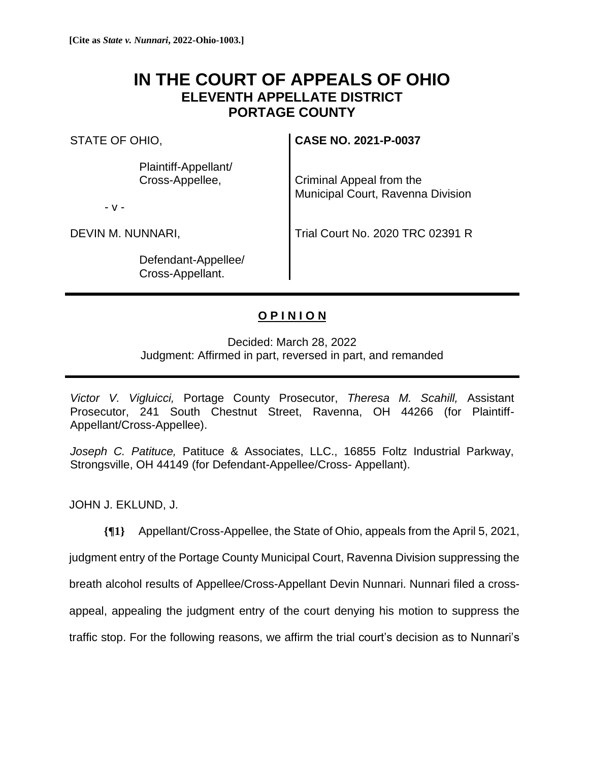**[Cite as *State v. Nunnari*, 2022-Ohio-1003.]**

# IN THE COURT OF APPEALS OF OHIO
## ELEVENTH APPELLATE DISTRICT
## PORTAGE COUNTY

| | |
|---|---|
| STATE OF OHIO,<br><br>Plaintiff-Appellant/<br>Cross-Appellee,<br><br>- v -<br><br>DEVIN M. NUNNARI,<br><br>Defendant-Appellee/<br>Cross-Appellant. | **CASE NO. 2021-P-0037**<br><br>Criminal Appeal from the<br>Municipal Court, Ravenna Division<br><br>Trial Court No. 2020 TRC 02391 R |

---

**O P I N I O N**

Decided: March 28, 2022
Judgment: Affirmed in part, reversed in part, and remanded

---

*Victor V. Vigluicci,* Portage County Prosecutor, *Theresa M. Scahill,* Assistant Prosecutor, 241 South Chestnut Street, Ravenna, OH 44266 (for Plaintiff-Appellant/Cross-Appellee).

*Joseph C. Patituce,* Patituce & Associates, LLC., 16855 Foltz Industrial Parkway, Strongsville, OH 44149 (for Defendant-Appellee/Cross- Appellant).

JOHN J. EKLUND, J.

**{¶1}** Appellant/Cross-Appellee, the State of Ohio, appeals from the April 5, 2021, judgment entry of the Portage County Municipal Court, Ravenna Division suppressing the breath alcohol results of Appellee/Cross-Appellant Devin Nunnari. Nunnari filed a cross-appeal, appealing the judgment entry of the court denying his motion to suppress the traffic stop. For the following reasons, we affirm the trial court's decision as to Nunnari's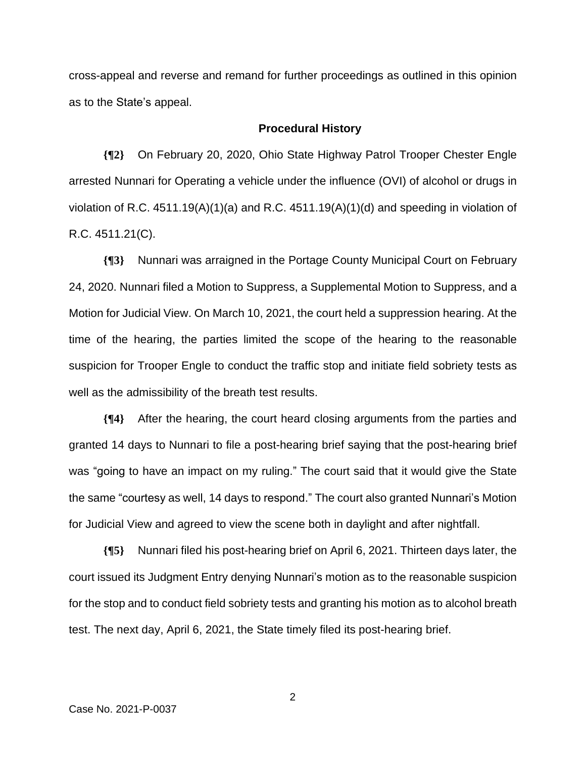cross-appeal and reverse and remand for further proceedings as outlined in this opinion as to the State's appeal.

### Procedural History

**{¶2}** On February 20, 2020, Ohio State Highway Patrol Trooper Chester Engle arrested Nunnari for Operating a vehicle under the influence (OVI) of alcohol or drugs in violation of R.C. 4511.19(A)(1)(a) and R.C. 4511.19(A)(1)(d) and speeding in violation of R.C. 4511.21(C).

**{¶3}** Nunnari was arraigned in the Portage County Municipal Court on February 24, 2020. Nunnari filed a Motion to Suppress, a Supplemental Motion to Suppress, and a Motion for Judicial View. On March 10, 2021, the court held a suppression hearing. At the time of the hearing, the parties limited the scope of the hearing to the reasonable suspicion for Trooper Engle to conduct the traffic stop and initiate field sobriety tests as well as the admissibility of the breath test results.

**{¶4}** After the hearing, the court heard closing arguments from the parties and granted 14 days to Nunnari to file a post-hearing brief saying that the post-hearing brief was "going to have an impact on my ruling." The court said that it would give the State the same "courtesy as well, 14 days to respond." The court also granted Nunnari's Motion for Judicial View and agreed to view the scene both in daylight and after nightfall.

**{¶5}** Nunnari filed his post-hearing brief on April 6, 2021. Thirteen days later, the court issued its Judgment Entry denying Nunnari's motion as to the reasonable suspicion for the stop and to conduct field sobriety tests and granting his motion as to alcohol breath test. The next day, April 6, 2021, the State timely filed its post-hearing brief.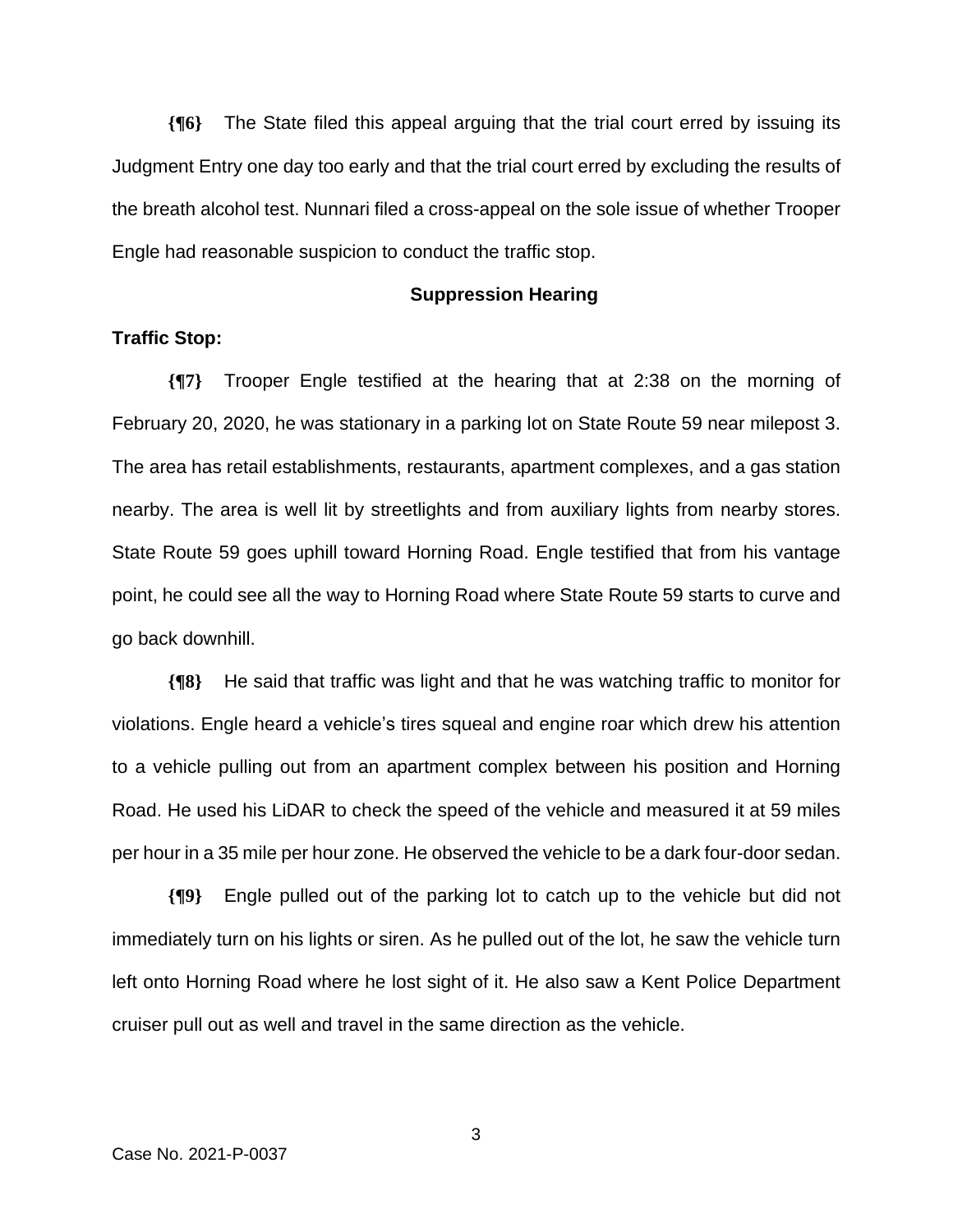**{¶6}** The State filed this appeal arguing that the trial court erred by issuing its Judgment Entry one day too early and that the trial court erred by excluding the results of the breath alcohol test. Nunnari filed a cross-appeal on the sole issue of whether Trooper Engle had reasonable suspicion to conduct the traffic stop.

## Suppression Hearing

**Traffic Stop:**

**{¶7}** Trooper Engle testified at the hearing that at 2:38 on the morning of February 20, 2020, he was stationary in a parking lot on State Route 59 near milepost 3. The area has retail establishments, restaurants, apartment complexes, and a gas station nearby. The area is well lit by streetlights and from auxiliary lights from nearby stores. State Route 59 goes uphill toward Horning Road. Engle testified that from his vantage point, he could see all the way to Horning Road where State Route 59 starts to curve and go back downhill.

**{¶8}** He said that traffic was light and that he was watching traffic to monitor for violations. Engle heard a vehicle's tires squeal and engine roar which drew his attention to a vehicle pulling out from an apartment complex between his position and Horning Road. He used his LiDAR to check the speed of the vehicle and measured it at 59 miles per hour in a 35 mile per hour zone. He observed the vehicle to be a dark four-door sedan.

**{¶9}** Engle pulled out of the parking lot to catch up to the vehicle but did not immediately turn on his lights or siren. As he pulled out of the lot, he saw the vehicle turn left onto Horning Road where he lost sight of it. He also saw a Kent Police Department cruiser pull out as well and travel in the same direction as the vehicle.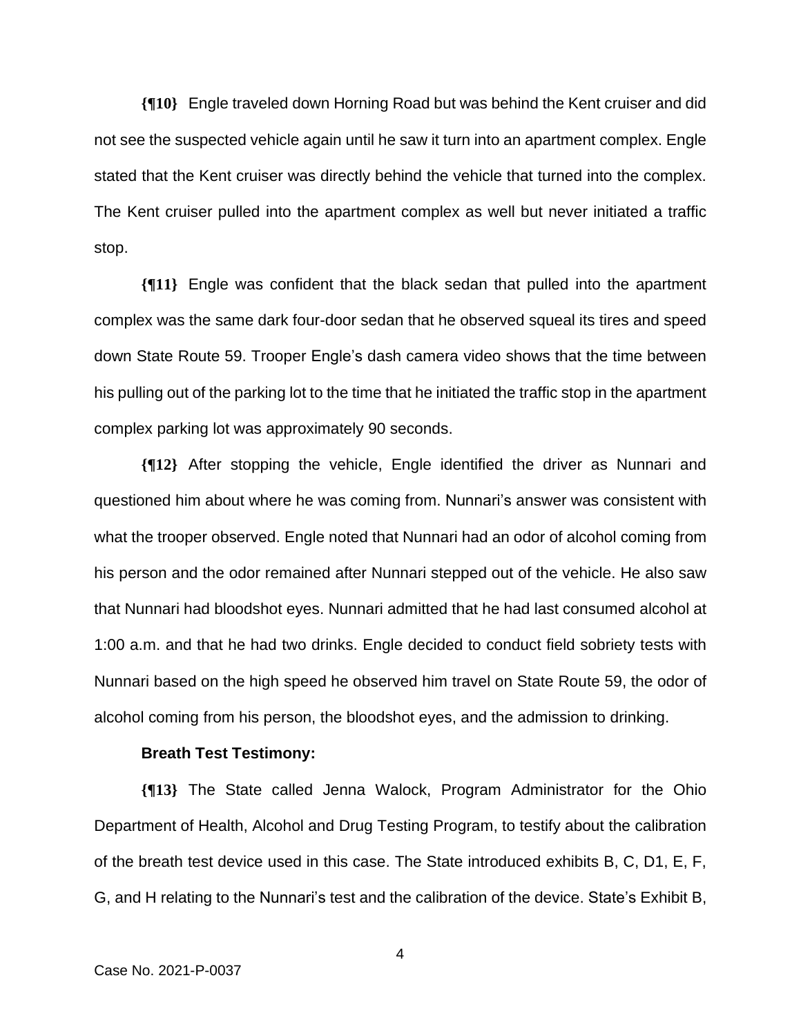**{¶10}** Engle traveled down Horning Road but was behind the Kent cruiser and did not see the suspected vehicle again until he saw it turn into an apartment complex. Engle stated that the Kent cruiser was directly behind the vehicle that turned into the complex. The Kent cruiser pulled into the apartment complex as well but never initiated a traffic stop.

**{¶11}** Engle was confident that the black sedan that pulled into the apartment complex was the same dark four-door sedan that he observed squeal its tires and speed down State Route 59. Trooper Engle's dash camera video shows that the time between his pulling out of the parking lot to the time that he initiated the traffic stop in the apartment complex parking lot was approximately 90 seconds.

**{¶12}** After stopping the vehicle, Engle identified the driver as Nunnari and questioned him about where he was coming from. Nunnari's answer was consistent with what the trooper observed. Engle noted that Nunnari had an odor of alcohol coming from his person and the odor remained after Nunnari stepped out of the vehicle. He also saw that Nunnari had bloodshot eyes. Nunnari admitted that he had last consumed alcohol at 1:00 a.m. and that he had two drinks. Engle decided to conduct field sobriety tests with Nunnari based on the high speed he observed him travel on State Route 59, the odor of alcohol coming from his person, the bloodshot eyes, and the admission to drinking.

**Breath Test Testimony:**

**{¶13}** The State called Jenna Walock, Program Administrator for the Ohio Department of Health, Alcohol and Drug Testing Program, to testify about the calibration of the breath test device used in this case. The State introduced exhibits B, C, D1, E, F, G, and H relating to the Nunnari's test and the calibration of the device. State's Exhibit B,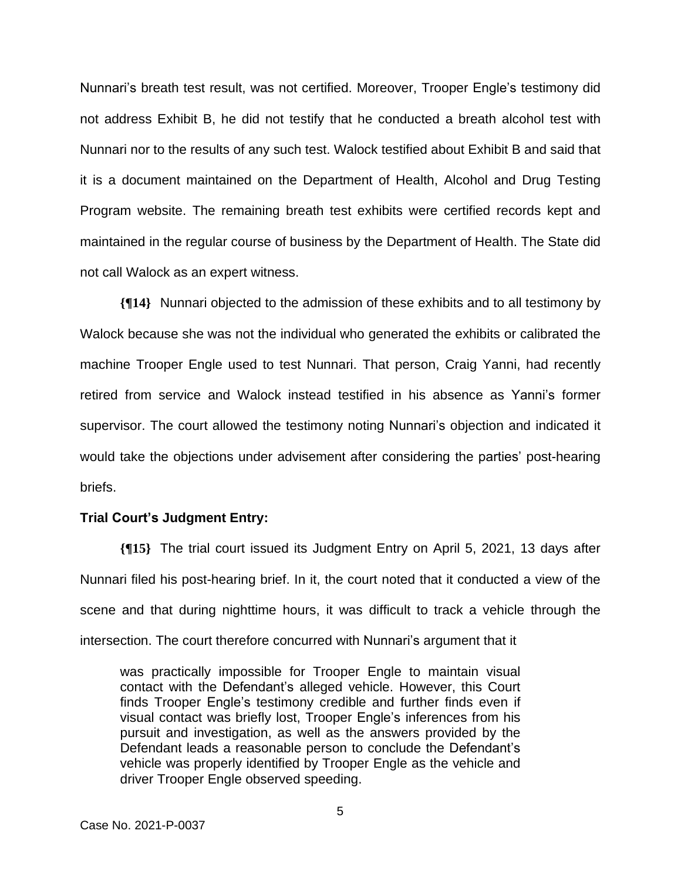Nunnari's breath test result, was not certified. Moreover, Trooper Engle's testimony did not address Exhibit B, he did not testify that he conducted a breath alcohol test with Nunnari nor to the results of any such test. Walock testified about Exhibit B and said that it is a document maintained on the Department of Health, Alcohol and Drug Testing Program website. The remaining breath test exhibits were certified records kept and maintained in the regular course of business by the Department of Health. The State did not call Walock as an expert witness.

**{¶14}** Nunnari objected to the admission of these exhibits and to all testimony by Walock because she was not the individual who generated the exhibits or calibrated the machine Trooper Engle used to test Nunnari. That person, Craig Yanni, had recently retired from service and Walock instead testified in his absence as Yanni's former supervisor. The court allowed the testimony noting Nunnari's objection and indicated it would take the objections under advisement after considering the parties' post-hearing briefs.

**Trial Court's Judgment Entry:**

**{¶15}** The trial court issued its Judgment Entry on April 5, 2021, 13 days after Nunnari filed his post-hearing brief. In it, the court noted that it conducted a view of the scene and that during nighttime hours, it was difficult to track a vehicle through the intersection. The court therefore concurred with Nunnari's argument that it

> was practically impossible for Trooper Engle to maintain visual contact with the Defendant's alleged vehicle. However, this Court finds Trooper Engle's testimony credible and further finds even if visual contact was briefly lost, Trooper Engle's inferences from his pursuit and investigation, as well as the answers provided by the Defendant leads a reasonable person to conclude the Defendant's vehicle was properly identified by Trooper Engle as the vehicle and driver Trooper Engle observed speeding.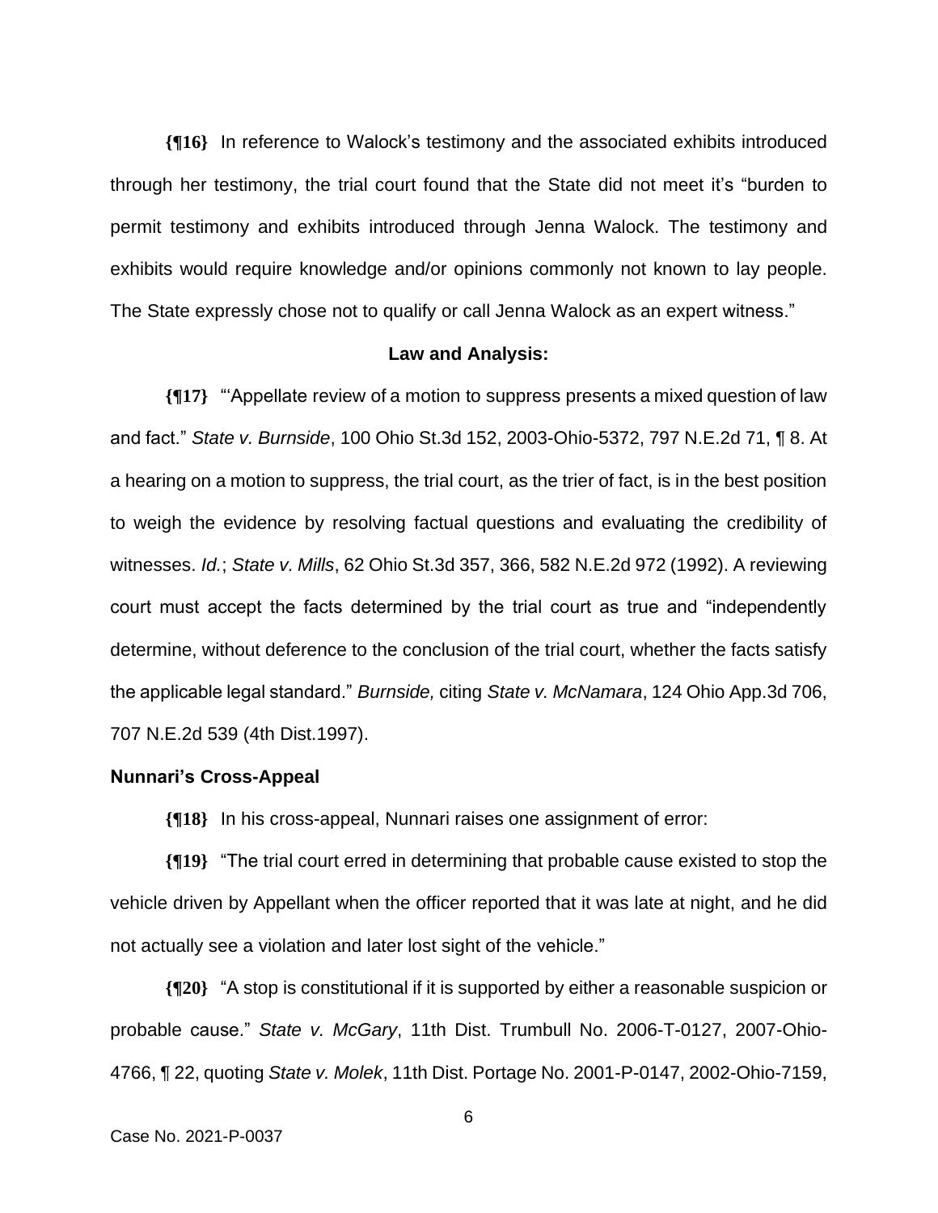**{¶16}** In reference to Walock's testimony and the associated exhibits introduced through her testimony, the trial court found that the State did not meet it's "burden to permit testimony and exhibits introduced through Jenna Walock. The testimony and exhibits would require knowledge and/or opinions commonly not known to lay people. The State expressly chose not to qualify or call Jenna Walock as an expert witness."

**Law and Analysis:**

**{¶17}** "'Appellate review of a motion to suppress presents a mixed question of law and fact." *State v. Burnside*, 100 Ohio St.3d 152, 2003-Ohio-5372, 797 N.E.2d 71, ¶ 8. At a hearing on a motion to suppress, the trial court, as the trier of fact, is in the best position to weigh the evidence by resolving factual questions and evaluating the credibility of witnesses. *Id.*; *State v. Mills*, 62 Ohio St.3d 357, 366, 582 N.E.2d 972 (1992). A reviewing court must accept the facts determined by the trial court as true and "independently determine, without deference to the conclusion of the trial court, whether the facts satisfy the applicable legal standard." *Burnside,* citing *State v. McNamara*, 124 Ohio App.3d 706, 707 N.E.2d 539 (4th Dist.1997).

**Nunnari's Cross-Appeal**

**{¶18}** In his cross-appeal, Nunnari raises one assignment of error:

**{¶19}** "The trial court erred in determining that probable cause existed to stop the vehicle driven by Appellant when the officer reported that it was late at night, and he did not actually see a violation and later lost sight of the vehicle."

**{¶20}** "A stop is constitutional if it is supported by either a reasonable suspicion or probable cause." *State v. McGary*, 11th Dist. Trumbull No. 2006-T-0127, 2007-Ohio-4766, ¶ 22, quoting *State v. Molek*, 11th Dist. Portage No. 2001-P-0147, 2002-Ohio-7159,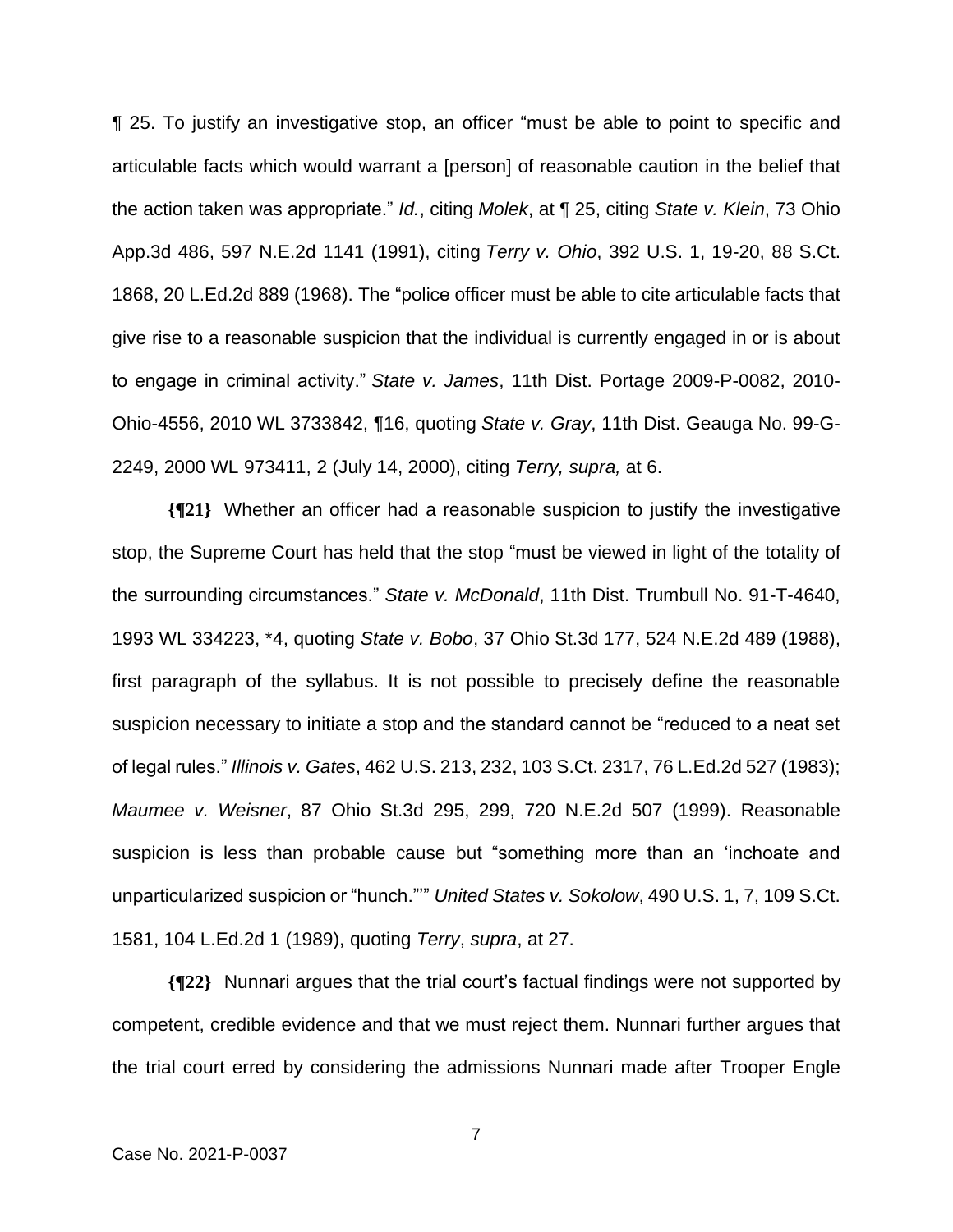¶ 25. To justify an investigative stop, an officer "must be able to point to specific and articulable facts which would warrant a [person] of reasonable caution in the belief that the action taken was appropriate." *Id.*, citing *Molek*, at ¶ 25, citing *State v. Klein*, 73 Ohio App.3d 486, 597 N.E.2d 1141 (1991), citing *Terry v. Ohio*, 392 U.S. 1, 19-20, 88 S.Ct. 1868, 20 L.Ed.2d 889 (1968). The "police officer must be able to cite articulable facts that give rise to a reasonable suspicion that the individual is currently engaged in or is about to engage in criminal activity." *State v. James*, 11th Dist. Portage 2009-P-0082, 2010-Ohio-4556, 2010 WL 3733842, ¶16, quoting *State v. Gray*, 11th Dist. Geauga No. 99-G-2249, 2000 WL 973411, 2 (July 14, 2000), citing *Terry, supra,* at 6.

**{¶21}** Whether an officer had a reasonable suspicion to justify the investigative stop, the Supreme Court has held that the stop "must be viewed in light of the totality of the surrounding circumstances." *State v. McDonald*, 11th Dist. Trumbull No. 91-T-4640, 1993 WL 334223, *4, quoting *State v. Bobo*, 37 Ohio St.3d 177, 524 N.E.2d 489 (1988), first paragraph of the syllabus. It is not possible to precisely define the reasonable suspicion necessary to initiate a stop and the standard cannot be "reduced to a neat set of legal rules." *Illinois v. Gates*, 462 U.S. 213, 232, 103 S.Ct. 2317, 76 L.Ed.2d 527 (1983); *Maumee v. Weisner*, 87 Ohio St.3d 295, 299, 720 N.E.2d 507 (1999). Reasonable suspicion is less than probable cause but "something more than an 'inchoate and unparticularized suspicion or "hunch."'" *United States v. Sokolow*, 490 U.S. 1, 7, 109 S.Ct. 1581, 104 L.Ed.2d 1 (1989), quoting *Terry*, *supra*, at 27.

**{¶22}** Nunnari argues that the trial court's factual findings were not supported by competent, credible evidence and that we must reject them. Nunnari further argues that the trial court erred by considering the admissions Nunnari made after Trooper Engle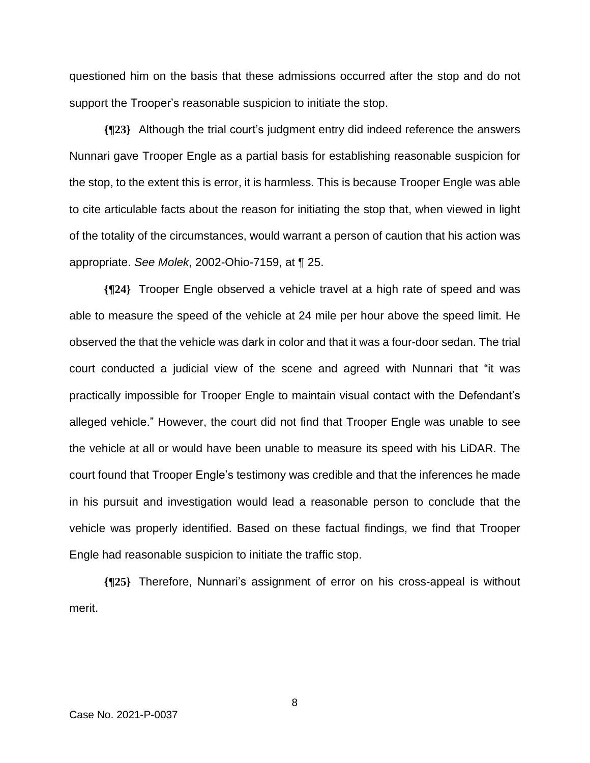questioned him on the basis that these admissions occurred after the stop and do not support the Trooper's reasonable suspicion to initiate the stop.

**{¶23}** Although the trial court's judgment entry did indeed reference the answers Nunnari gave Trooper Engle as a partial basis for establishing reasonable suspicion for the stop, to the extent this is error, it is harmless. This is because Trooper Engle was able to cite articulable facts about the reason for initiating the stop that, when viewed in light of the totality of the circumstances, would warrant a person of caution that his action was appropriate. *See Molek*, 2002-Ohio-7159, at ¶ 25.

**{¶24}** Trooper Engle observed a vehicle travel at a high rate of speed and was able to measure the speed of the vehicle at 24 mile per hour above the speed limit. He observed the that the vehicle was dark in color and that it was a four-door sedan. The trial court conducted a judicial view of the scene and agreed with Nunnari that "it was practically impossible for Trooper Engle to maintain visual contact with the Defendant's alleged vehicle." However, the court did not find that Trooper Engle was unable to see the vehicle at all or would have been unable to measure its speed with his LiDAR. The court found that Trooper Engle's testimony was credible and that the inferences he made in his pursuit and investigation would lead a reasonable person to conclude that the vehicle was properly identified. Based on these factual findings, we find that Trooper Engle had reasonable suspicion to initiate the traffic stop.

**{¶25}** Therefore, Nunnari's assignment of error on his cross-appeal is without merit.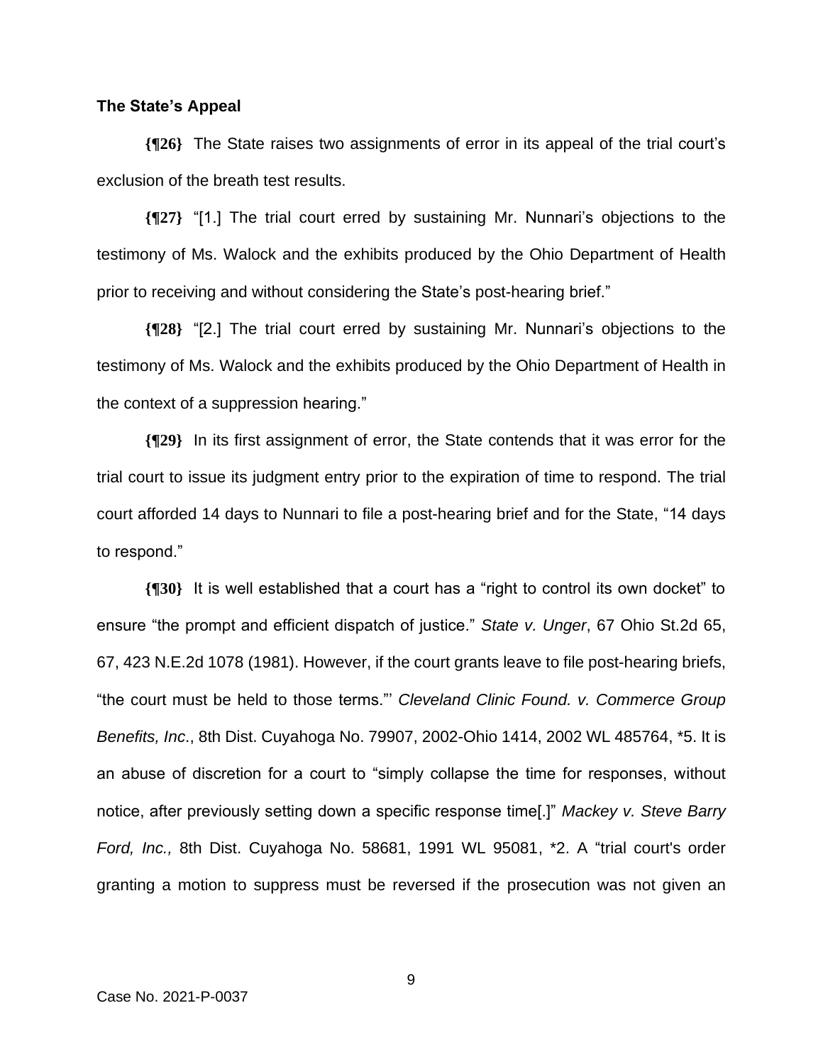**The State's Appeal**

**{¶26}** The State raises two assignments of error in its appeal of the trial court's exclusion of the breath test results.

**{¶27}** "[1.] The trial court erred by sustaining Mr. Nunnari's objections to the testimony of Ms. Walock and the exhibits produced by the Ohio Department of Health prior to receiving and without considering the State's post-hearing brief."

**{¶28}** "[2.] The trial court erred by sustaining Mr. Nunnari's objections to the testimony of Ms. Walock and the exhibits produced by the Ohio Department of Health in the context of a suppression hearing."

**{¶29}** In its first assignment of error, the State contends that it was error for the trial court to issue its judgment entry prior to the expiration of time to respond. The trial court afforded 14 days to Nunnari to file a post-hearing brief and for the State, "14 days to respond."

**{¶30}** It is well established that a court has a "right to control its own docket" to ensure "the prompt and efficient dispatch of justice." *State v. Unger*, 67 Ohio St.2d 65, 67, 423 N.E.2d 1078 (1981). However, if the court grants leave to file post-hearing briefs, "the court must be held to those terms."' *Cleveland Clinic Found. v. Commerce Group Benefits, Inc*., 8th Dist. Cuyahoga No. 79907, 2002-Ohio 1414, 2002 WL 485764, *5. It is an abuse of discretion for a court to "simply collapse the time for responses, without notice, after previously setting down a specific response time[.]" *Mackey v. Steve Barry Ford, Inc.,* 8th Dist. Cuyahoga No. 58681, 1991 WL 95081, *2. A "trial court's order granting a motion to suppress must be reversed if the prosecution was not given an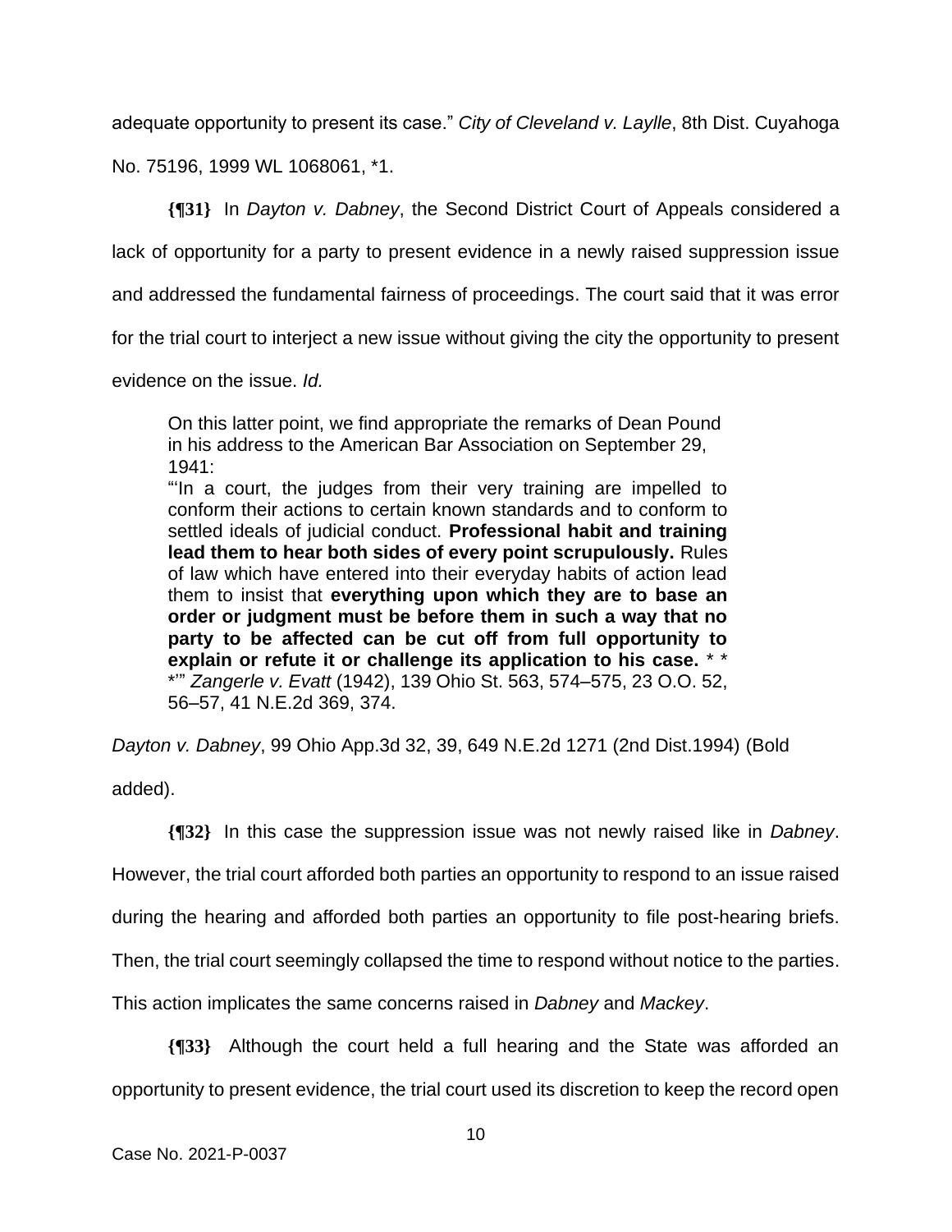adequate opportunity to present its case." *City of Cleveland v. Laylle*, 8th Dist. Cuyahoga No. 75196, 1999 WL 1068061, *1.

**{¶31}** In *Dayton v. Dabney*, the Second District Court of Appeals considered a lack of opportunity for a party to present evidence in a newly raised suppression issue and addressed the fundamental fairness of proceedings. The court said that it was error for the trial court to interject a new issue without giving the city the opportunity to present evidence on the issue. *Id.*

> On this latter point, we find appropriate the remarks of Dean Pound in his address to the American Bar Association on September 29, 1941:
> "'In a court, the judges from their very training are impelled to conform their actions to certain known standards and to conform to settled ideals of judicial conduct. **Professional habit and training lead them to hear both sides of every point scrupulously.** Rules of law which have entered into their everyday habits of action lead them to insist that **everything upon which they are to base an order or judgment must be before them in such a way that no party to be affected can be cut off from full opportunity to explain or refute it or challenge its application to his case.** * * *'" *Zangerle v. Evatt* (1942), 139 Ohio St. 563, 574–575, 23 O.O. 52, 56–57, 41 N.E.2d 369, 374.

*Dayton v. Dabney*, 99 Ohio App.3d 32, 39, 649 N.E.2d 1271 (2nd Dist.1994) (Bold added).

**{¶32}** In this case the suppression issue was not newly raised like in *Dabney*. However, the trial court afforded both parties an opportunity to respond to an issue raised during the hearing and afforded both parties an opportunity to file post-hearing briefs. Then, the trial court seemingly collapsed the time to respond without notice to the parties. This action implicates the same concerns raised in *Dabney* and *Mackey*.

**{¶33}** Although the court held a full hearing and the State was afforded an opportunity to present evidence, the trial court used its discretion to keep the record open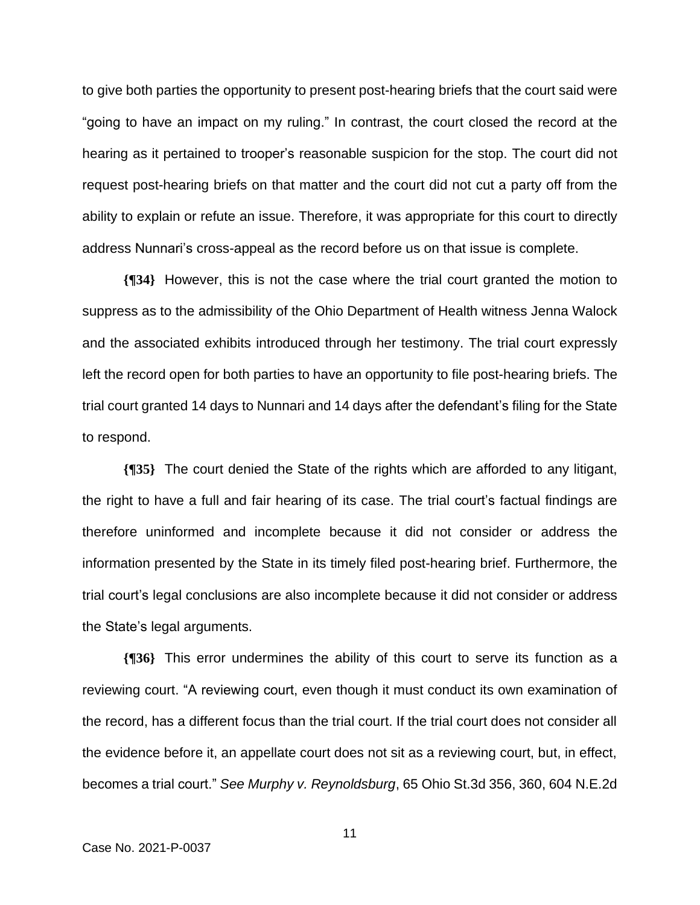to give both parties the opportunity to present post-hearing briefs that the court said were "going to have an impact on my ruling." In contrast, the court closed the record at the hearing as it pertained to trooper's reasonable suspicion for the stop. The court did not request post-hearing briefs on that matter and the court did not cut a party off from the ability to explain or refute an issue. Therefore, it was appropriate for this court to directly address Nunnari's cross-appeal as the record before us on that issue is complete.

**{¶34}** However, this is not the case where the trial court granted the motion to suppress as to the admissibility of the Ohio Department of Health witness Jenna Walock and the associated exhibits introduced through her testimony. The trial court expressly left the record open for both parties to have an opportunity to file post-hearing briefs. The trial court granted 14 days to Nunnari and 14 days after the defendant's filing for the State to respond.

**{¶35}** The court denied the State of the rights which are afforded to any litigant, the right to have a full and fair hearing of its case. The trial court's factual findings are therefore uninformed and incomplete because it did not consider or address the information presented by the State in its timely filed post-hearing brief. Furthermore, the trial court's legal conclusions are also incomplete because it did not consider or address the State's legal arguments.

**{¶36}** This error undermines the ability of this court to serve its function as a reviewing court. "A reviewing court, even though it must conduct its own examination of the record, has a different focus than the trial court. If the trial court does not consider all the evidence before it, an appellate court does not sit as a reviewing court, but, in effect, becomes a trial court." *See Murphy v. Reynoldsburg*, 65 Ohio St.3d 356, 360, 604 N.E.2d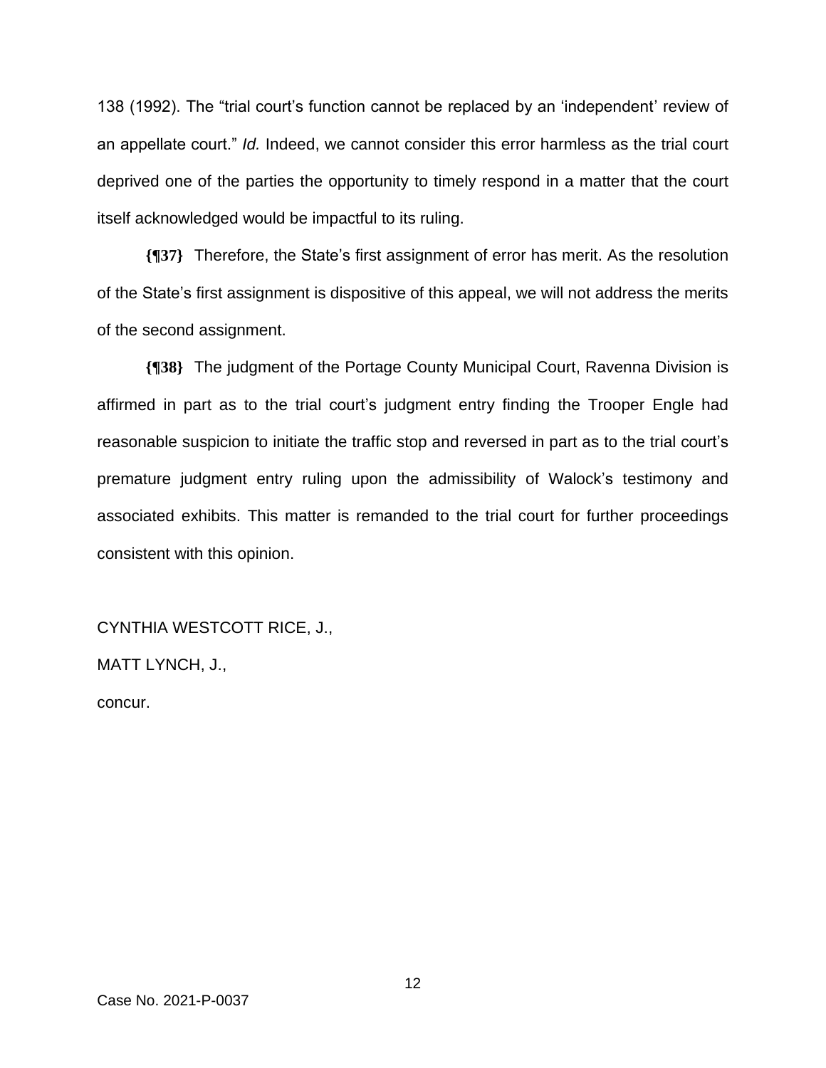138 (1992). The "trial court's function cannot be replaced by an 'independent' review of an appellate court." *Id.* Indeed, we cannot consider this error harmless as the trial court deprived one of the parties the opportunity to timely respond in a matter that the court itself acknowledged would be impactful to its ruling.

**{¶37}** Therefore, the State's first assignment of error has merit. As the resolution of the State's first assignment is dispositive of this appeal, we will not address the merits of the second assignment.

**{¶38}** The judgment of the Portage County Municipal Court, Ravenna Division is affirmed in part as to the trial court's judgment entry finding the Trooper Engle had reasonable suspicion to initiate the traffic stop and reversed in part as to the trial court's premature judgment entry ruling upon the admissibility of Walock's testimony and associated exhibits. This matter is remanded to the trial court for further proceedings consistent with this opinion.

CYNTHIA WESTCOTT RICE, J.,

MATT LYNCH, J.,

concur.